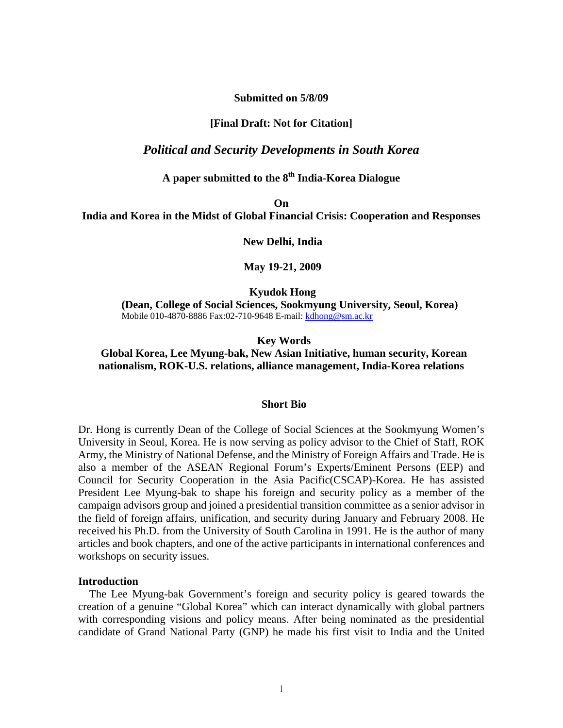**Submitted on 5/8/09**

**[Final Draft: Not for Citation]**

# *Political and Security Developments in South Korea*

**A paper submitted to the 8th India-Korea Dialogue**

**On**

**India and Korea in the Midst of Global Financial Crisis: Cooperation and Responses**

**New Delhi, India**

**May 19-21, 2009**

**Kyudok Hong**

**(Dean, College of Social Sciences, Sookmyung University, Seoul, Korea)**

Mobile 010-4870-8886 Fax:02-710-9648 E-mail: kdhong@sm.ac.kr

**Key Words**

**Global Korea, Lee Myung-bak, New Asian Initiative, human security, Korean nationalism, ROK-U.S. relations, alliance management, India-Korea relations**

**Short Bio**

Dr. Hong is currently Dean of the College of Social Sciences at the Sookmyung Women's University in Seoul, Korea. He is now serving as policy advisor to the Chief of Staff, ROK Army, the Ministry of National Defense, and the Ministry of Foreign Affairs and Trade. He is also a member of the ASEAN Regional Forum's Experts/Eminent Persons (EEP) and Council for Security Cooperation in the Asia Pacific(CSCAP)-Korea. He has assisted President Lee Myung-bak to shape his foreign and security policy as a member of the campaign advisors group and joined a presidential transition committee as a senior advisor in the field of foreign affairs, unification, and security during January and February 2008. He received his Ph.D. from the University of South Carolina in 1991. He is the author of many articles and book chapters, and one of the active participants in international conferences and workshops on security issues.

## Introduction

The Lee Myung-bak Government's foreign and security policy is geared towards the creation of a genuine "Global Korea" which can interact dynamically with global partners with corresponding visions and policy means. After being nominated as the presidential candidate of Grand National Party (GNP) he made his first visit to India and the United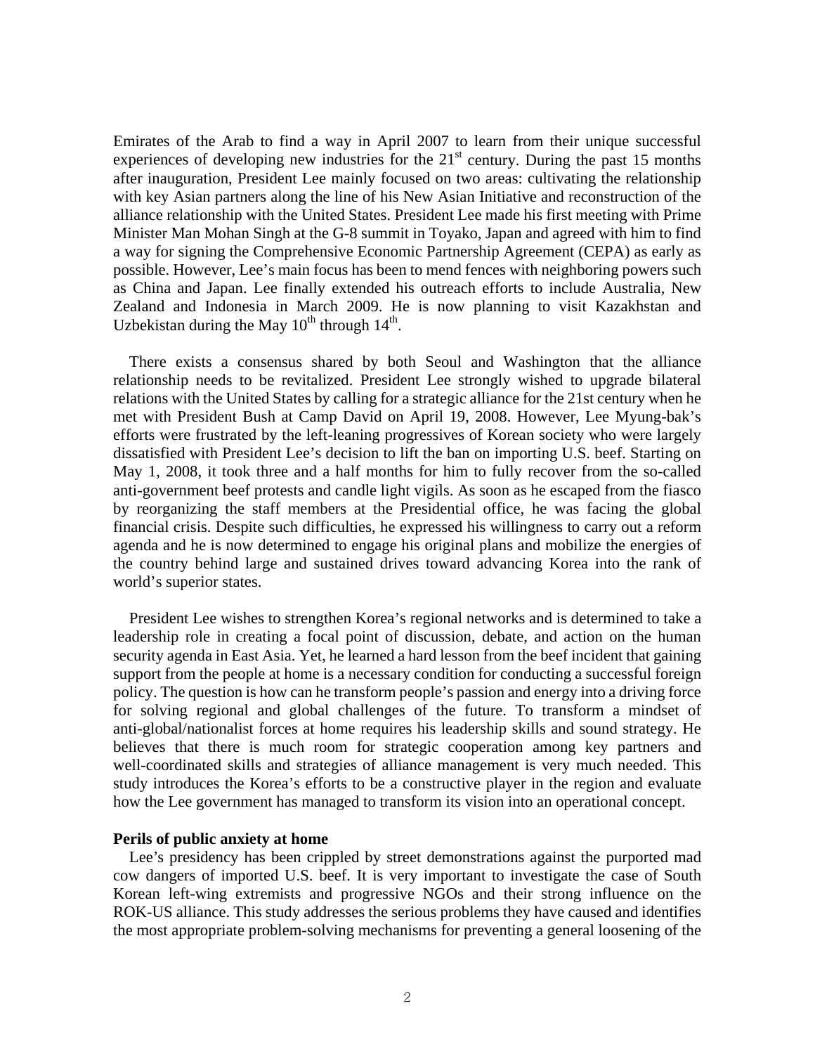Emirates of the Arab to find a way in April 2007 to learn from their unique successful experiences of developing new industries for the 21st century. During the past 15 months after inauguration, President Lee mainly focused on two areas: cultivating the relationship with key Asian partners along the line of his New Asian Initiative and reconstruction of the alliance relationship with the United States. President Lee made his first meeting with Prime Minister Man Mohan Singh at the G-8 summit in Toyako, Japan and agreed with him to find a way for signing the Comprehensive Economic Partnership Agreement (CEPA) as early as possible. However, Lee's main focus has been to mend fences with neighboring powers such as China and Japan. Lee finally extended his outreach efforts to include Australia, New Zealand and Indonesia in March 2009. He is now planning to visit Kazakhstan and Uzbekistan during the May 10th through 14th.

There exists a consensus shared by both Seoul and Washington that the alliance relationship needs to be revitalized. President Lee strongly wished to upgrade bilateral relations with the United States by calling for a strategic alliance for the 21st century when he met with President Bush at Camp David on April 19, 2008. However, Lee Myung-bak's efforts were frustrated by the left-leaning progressives of Korean society who were largely dissatisfied with President Lee's decision to lift the ban on importing U.S. beef. Starting on May 1, 2008, it took three and a half months for him to fully recover from the so-called anti-government beef protests and candle light vigils. As soon as he escaped from the fiasco by reorganizing the staff members at the Presidential office, he was facing the global financial crisis. Despite such difficulties, he expressed his willingness to carry out a reform agenda and he is now determined to engage his original plans and mobilize the energies of the country behind large and sustained drives toward advancing Korea into the rank of world's superior states.

President Lee wishes to strengthen Korea's regional networks and is determined to take a leadership role in creating a focal point of discussion, debate, and action on the human security agenda in East Asia. Yet, he learned a hard lesson from the beef incident that gaining support from the people at home is a necessary condition for conducting a successful foreign policy. The question is how can he transform people's passion and energy into a driving force for solving regional and global challenges of the future. To transform a mindset of anti-global/nationalist forces at home requires his leadership skills and sound strategy. He believes that there is much room for strategic cooperation among key partners and well-coordinated skills and strategies of alliance management is very much needed. This study introduces the Korea's efforts to be a constructive player in the region and evaluate how the Lee government has managed to transform its vision into an operational concept.

**Perils of public anxiety at home**

Lee's presidency has been crippled by street demonstrations against the purported mad cow dangers of imported U.S. beef. It is very important to investigate the case of South Korean left-wing extremists and progressive NGOs and their strong influence on the ROK-US alliance. This study addresses the serious problems they have caused and identifies the most appropriate problem-solving mechanisms for preventing a general loosening of the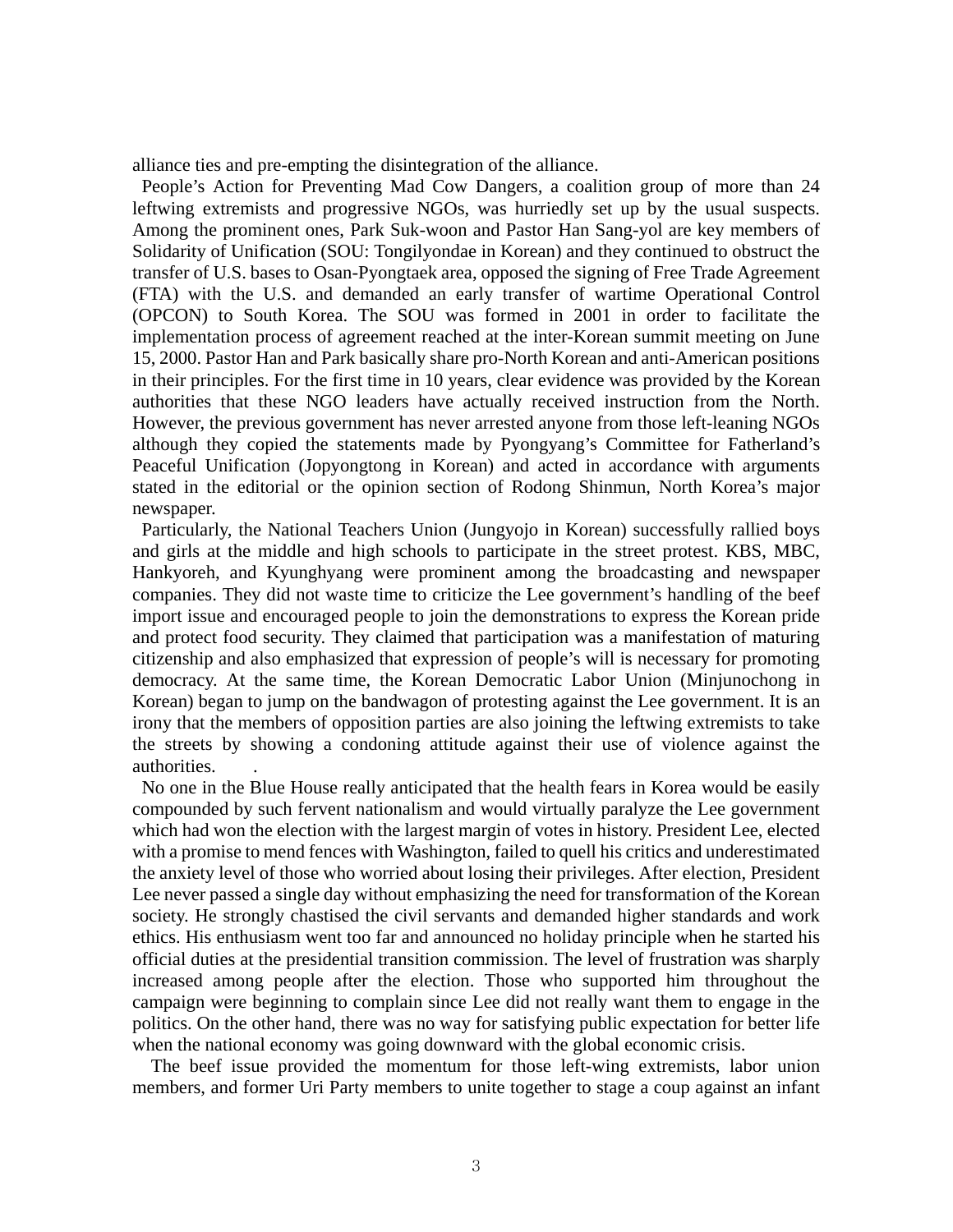alliance ties and pre-empting the disintegration of the alliance.

People's Action for Preventing Mad Cow Dangers, a coalition group of more than 24 leftwing extremists and progressive NGOs, was hurriedly set up by the usual suspects. Among the prominent ones, Park Suk-woon and Pastor Han Sang-yol are key members of Solidarity of Unification (SOU: Tongilyondae in Korean) and they continued to obstruct the transfer of U.S. bases to Osan-Pyongtaek area, opposed the signing of Free Trade Agreement (FTA) with the U.S. and demanded an early transfer of wartime Operational Control (OPCON) to South Korea. The SOU was formed in 2001 in order to facilitate the implementation process of agreement reached at the inter-Korean summit meeting on June 15, 2000. Pastor Han and Park basically share pro-North Korean and anti-American positions in their principles. For the first time in 10 years, clear evidence was provided by the Korean authorities that these NGO leaders have actually received instruction from the North. However, the previous government has never arrested anyone from those left-leaning NGOs although they copied the statements made by Pyongyang's Committee for Fatherland's Peaceful Unification (Jopyongtong in Korean) and acted in accordance with arguments stated in the editorial or the opinion section of Rodong Shinmun, North Korea's major newspaper.

Particularly, the National Teachers Union (Jungyojo in Korean) successfully rallied boys and girls at the middle and high schools to participate in the street protest. KBS, MBC, Hankyoreh, and Kyunghyang were prominent among the broadcasting and newspaper companies. They did not waste time to criticize the Lee government's handling of the beef import issue and encouraged people to join the demonstrations to express the Korean pride and protect food security. They claimed that participation was a manifestation of maturing citizenship and also emphasized that expression of people's will is necessary for promoting democracy. At the same time, the Korean Democratic Labor Union (Minjunochong in Korean) began to jump on the bandwagon of protesting against the Lee government. It is an irony that the members of opposition parties are also joining the leftwing extremists to take the streets by showing a condoning attitude against their use of violence against the authorities. .

No one in the Blue House really anticipated that the health fears in Korea would be easily compounded by such fervent nationalism and would virtually paralyze the Lee government which had won the election with the largest margin of votes in history. President Lee, elected with a promise to mend fences with Washington, failed to quell his critics and underestimated the anxiety level of those who worried about losing their privileges. After election, President Lee never passed a single day without emphasizing the need for transformation of the Korean society. He strongly chastised the civil servants and demanded higher standards and work ethics. His enthusiasm went too far and announced no holiday principle when he started his official duties at the presidential transition commission. The level of frustration was sharply increased among people after the election. Those who supported him throughout the campaign were beginning to complain since Lee did not really want them to engage in the politics. On the other hand, there was no way for satisfying public expectation for better life when the national economy was going downward with the global economic crisis.

The beef issue provided the momentum for those left-wing extremists, labor union members, and former Uri Party members to unite together to stage a coup against an infant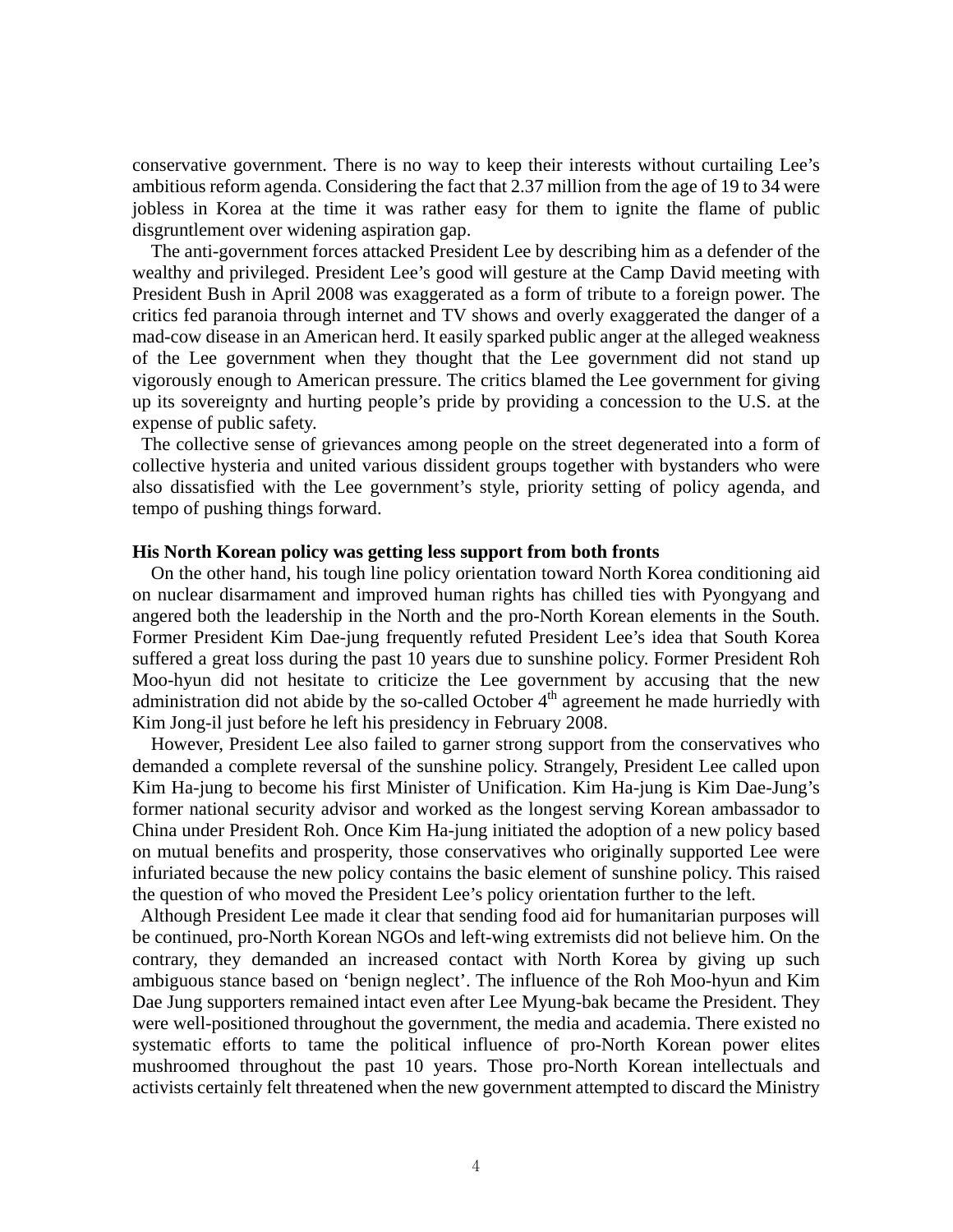conservative government. There is no way to keep their interests without curtailing Lee's ambitious reform agenda. Considering the fact that 2.37 million from the age of 19 to 34 were jobless in Korea at the time it was rather easy for them to ignite the flame of public disgruntlement over widening aspiration gap.

The anti-government forces attacked President Lee by describing him as a defender of the wealthy and privileged. President Lee's good will gesture at the Camp David meeting with President Bush in April 2008 was exaggerated as a form of tribute to a foreign power. The critics fed paranoia through internet and TV shows and overly exaggerated the danger of a mad-cow disease in an American herd. It easily sparked public anger at the alleged weakness of the Lee government when they thought that the Lee government did not stand up vigorously enough to American pressure. The critics blamed the Lee government for giving up its sovereignty and hurting people's pride by providing a concession to the U.S. at the expense of public safety.

The collective sense of grievances among people on the street degenerated into a form of collective hysteria and united various dissident groups together with bystanders who were also dissatisfied with the Lee government's style, priority setting of policy agenda, and tempo of pushing things forward.

**His North Korean policy was getting less support from both fronts**

On the other hand, his tough line policy orientation toward North Korea conditioning aid on nuclear disarmament and improved human rights has chilled ties with Pyongyang and angered both the leadership in the North and the pro-North Korean elements in the South. Former President Kim Dae-jung frequently refuted President Lee's idea that South Korea suffered a great loss during the past 10 years due to sunshine policy. Former President Roh Moo-hyun did not hesitate to criticize the Lee government by accusing that the new administration did not abide by the so-called October 4th agreement he made hurriedly with Kim Jong-il just before he left his presidency in February 2008.

However, President Lee also failed to garner strong support from the conservatives who demanded a complete reversal of the sunshine policy. Strangely, President Lee called upon Kim Ha-jung to become his first Minister of Unification. Kim Ha-jung is Kim Dae-Jung's former national security advisor and worked as the longest serving Korean ambassador to China under President Roh. Once Kim Ha-jung initiated the adoption of a new policy based on mutual benefits and prosperity, those conservatives who originally supported Lee were infuriated because the new policy contains the basic element of sunshine policy. This raised the question of who moved the President Lee's policy orientation further to the left.

Although President Lee made it clear that sending food aid for humanitarian purposes will be continued, pro-North Korean NGOs and left-wing extremists did not believe him. On the contrary, they demanded an increased contact with North Korea by giving up such ambiguous stance based on 'benign neglect'. The influence of the Roh Moo-hyun and Kim Dae Jung supporters remained intact even after Lee Myung-bak became the President. They were well-positioned throughout the government, the media and academia. There existed no systematic efforts to tame the political influence of pro-North Korean power elites mushroomed throughout the past 10 years. Those pro-North Korean intellectuals and activists certainly felt threatened when the new government attempted to discard the Ministry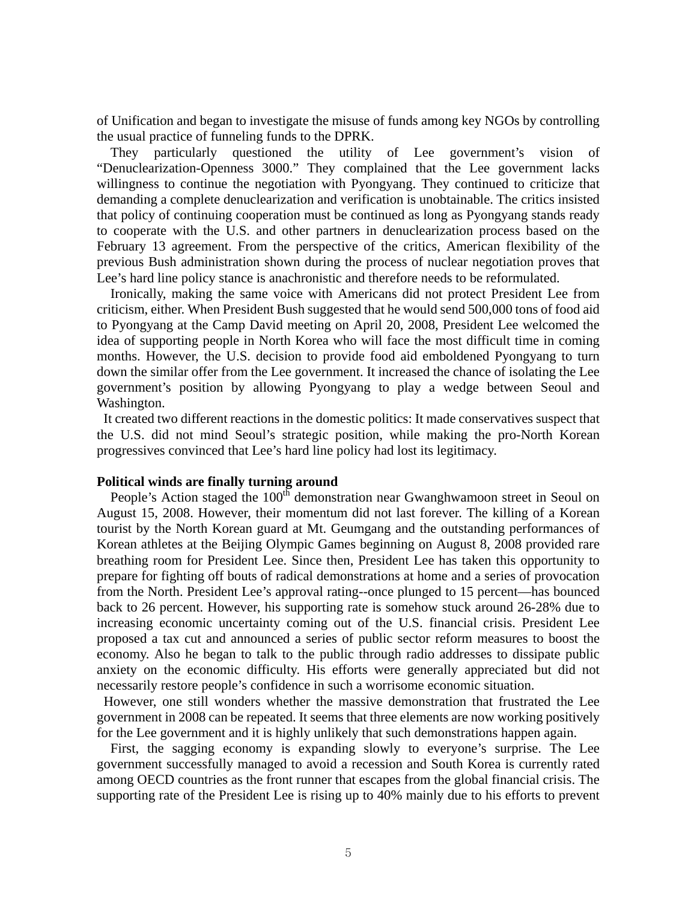of Unification and began to investigate the misuse of funds among key NGOs by controlling the usual practice of funneling funds to the DPRK.

They particularly questioned the utility of Lee government's vision of "Denuclearization-Openness 3000." They complained that the Lee government lacks willingness to continue the negotiation with Pyongyang. They continued to criticize that demanding a complete denuclearization and verification is unobtainable. The critics insisted that policy of continuing cooperation must be continued as long as Pyongyang stands ready to cooperate with the U.S. and other partners in denuclearization process based on the February 13 agreement. From the perspective of the critics, American flexibility of the previous Bush administration shown during the process of nuclear negotiation proves that Lee's hard line policy stance is anachronistic and therefore needs to be reformulated.

Ironically, making the same voice with Americans did not protect President Lee from criticism, either. When President Bush suggested that he would send 500,000 tons of food aid to Pyongyang at the Camp David meeting on April 20, 2008, President Lee welcomed the idea of supporting people in North Korea who will face the most difficult time in coming months. However, the U.S. decision to provide food aid emboldened Pyongyang to turn down the similar offer from the Lee government. It increased the chance of isolating the Lee government's position by allowing Pyongyang to play a wedge between Seoul and Washington.

It created two different reactions in the domestic politics: It made conservatives suspect that the U.S. did not mind Seoul's strategic position, while making the pro-North Korean progressives convinced that Lee's hard line policy had lost its legitimacy.

**Political winds are finally turning around**

People's Action staged the 100th demonstration near Gwanghwamoon street in Seoul on August 15, 2008. However, their momentum did not last forever. The killing of a Korean tourist by the North Korean guard at Mt. Geumgang and the outstanding performances of Korean athletes at the Beijing Olympic Games beginning on August 8, 2008 provided rare breathing room for President Lee. Since then, President Lee has taken this opportunity to prepare for fighting off bouts of radical demonstrations at home and a series of provocation from the North. President Lee's approval rating--once plunged to 15 percent—has bounced back to 26 percent. However, his supporting rate is somehow stuck around 26-28% due to increasing economic uncertainty coming out of the U.S. financial crisis. President Lee proposed a tax cut and announced a series of public sector reform measures to boost the economy. Also he began to talk to the public through radio addresses to dissipate public anxiety on the economic difficulty. His efforts were generally appreciated but did not necessarily restore people's confidence in such a worrisome economic situation.

However, one still wonders whether the massive demonstration that frustrated the Lee government in 2008 can be repeated. It seems that three elements are now working positively for the Lee government and it is highly unlikely that such demonstrations happen again.

First, the sagging economy is expanding slowly to everyone's surprise. The Lee government successfully managed to avoid a recession and South Korea is currently rated among OECD countries as the front runner that escapes from the global financial crisis. The supporting rate of the President Lee is rising up to 40% mainly due to his efforts to prevent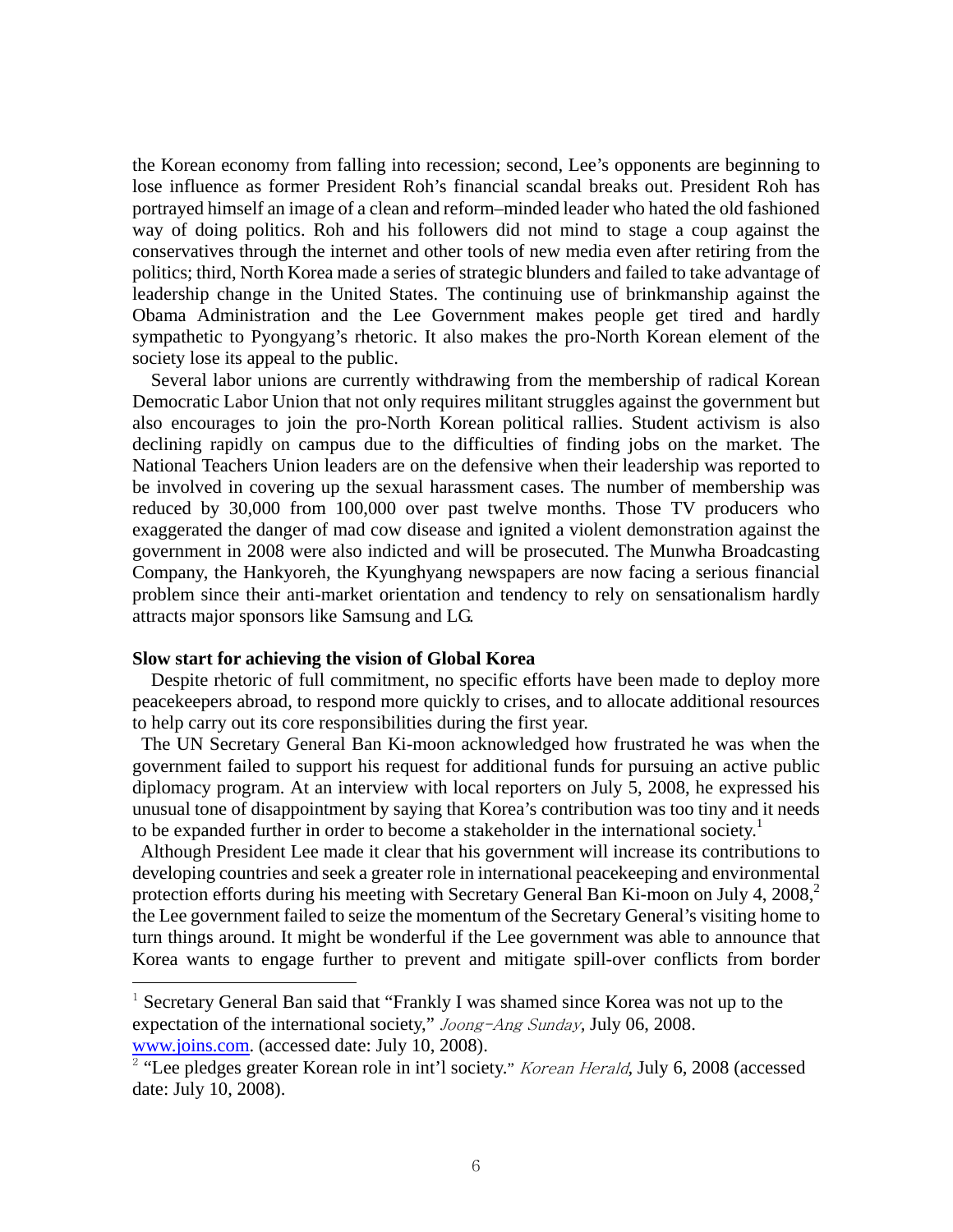the Korean economy from falling into recession; second, Lee's opponents are beginning to lose influence as former President Roh's financial scandal breaks out. President Roh has portrayed himself an image of a clean and reform–minded leader who hated the old fashioned way of doing politics. Roh and his followers did not mind to stage a coup against the conservatives through the internet and other tools of new media even after retiring from the politics; third, North Korea made a series of strategic blunders and failed to take advantage of leadership change in the United States. The continuing use of brinkmanship against the Obama Administration and the Lee Government makes people get tired and hardly sympathetic to Pyongyang's rhetoric. It also makes the pro-North Korean element of the society lose its appeal to the public.

Several labor unions are currently withdrawing from the membership of radical Korean Democratic Labor Union that not only requires militant struggles against the government but also encourages to join the pro-North Korean political rallies. Student activism is also declining rapidly on campus due to the difficulties of finding jobs on the market. The National Teachers Union leaders are on the defensive when their leadership was reported to be involved in covering up the sexual harassment cases. The number of membership was reduced by 30,000 from 100,000 over past twelve months. Those TV producers who exaggerated the danger of mad cow disease and ignited a violent demonstration against the government in 2008 were also indicted and will be prosecuted. The Munwha Broadcasting Company, the Hankyoreh, the Kyunghyang newspapers are now facing a serious financial problem since their anti-market orientation and tendency to rely on sensationalism hardly attracts major sponsors like Samsung and LG.

**Slow start for achieving the vision of Global Korea**

Despite rhetoric of full commitment, no specific efforts have been made to deploy more peacekeepers abroad, to respond more quickly to crises, and to allocate additional resources to help carry out its core responsibilities during the first year.

The UN Secretary General Ban Ki-moon acknowledged how frustrated he was when the government failed to support his request for additional funds for pursuing an active public diplomacy program. At an interview with local reporters on July 5, 2008, he expressed his unusual tone of disappointment by saying that Korea's contribution was too tiny and it needs to be expanded further in order to become a stakeholder in the international society.[1]

Although President Lee made it clear that his government will increase its contributions to developing countries and seek a greater role in international peacekeeping and environmental protection efforts during his meeting with Secretary General Ban Ki-moon on July 4, 2008,[2] the Lee government failed to seize the momentum of the Secretary General's visiting home to turn things around. It might be wonderful if the Lee government was able to announce that Korea wants to engage further to prevent and mitigate spill-over conflicts from border

---

[1] Secretary General Ban said that "Frankly I was shamed since Korea was not up to the expectation of the international society," *Joong-Ang Sunday*, July 06, 2008. www.joins.com. (accessed date: July 10, 2008).

[2] "Lee pledges greater Korean role in int'l society." *Korean Herald*, July 6, 2008 (accessed date: July 10, 2008).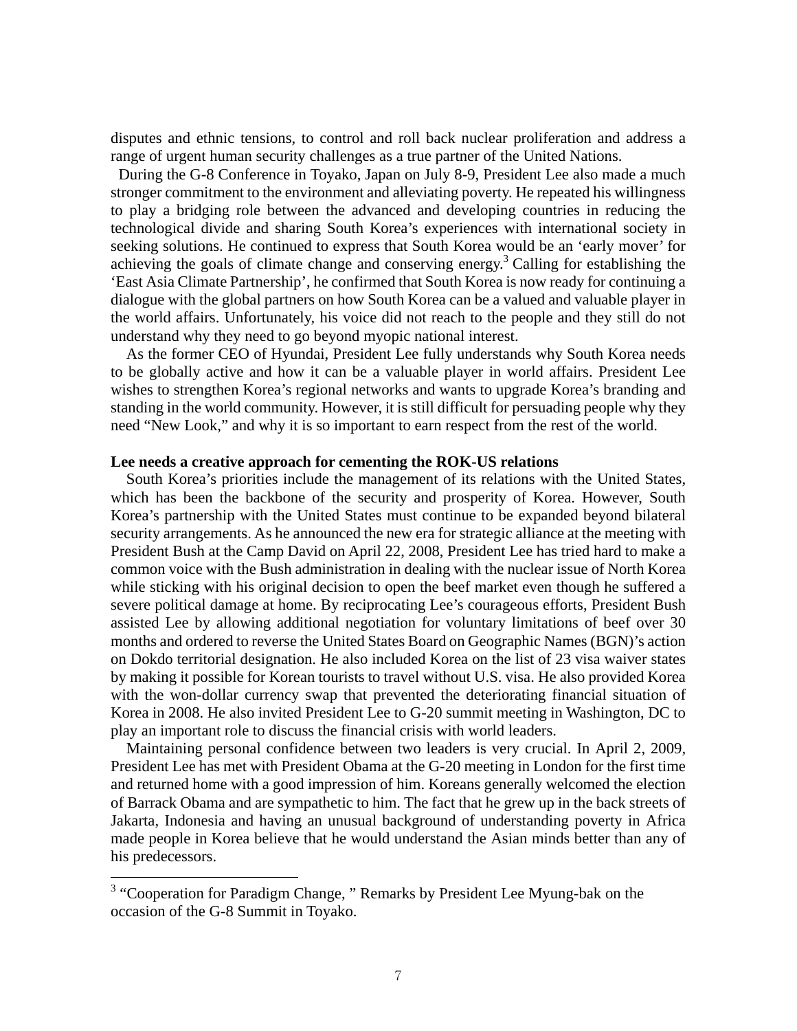disputes and ethnic tensions, to control and roll back nuclear proliferation and address a range of urgent human security challenges as a true partner of the United Nations.

During the G-8 Conference in Toyako, Japan on July 8-9, President Lee also made a much stronger commitment to the environment and alleviating poverty. He repeated his willingness to play a bridging role between the advanced and developing countries in reducing the technological divide and sharing South Korea's experiences with international society in seeking solutions. He continued to express that South Korea would be an 'early mover' for achieving the goals of climate change and conserving energy.[3] Calling for establishing the 'East Asia Climate Partnership', he confirmed that South Korea is now ready for continuing a dialogue with the global partners on how South Korea can be a valued and valuable player in the world affairs. Unfortunately, his voice did not reach to the people and they still do not understand why they need to go beyond myopic national interest.

As the former CEO of Hyundai, President Lee fully understands why South Korea needs to be globally active and how it can be a valuable player in world affairs. President Lee wishes to strengthen Korea's regional networks and wants to upgrade Korea's branding and standing in the world community. However, it is still difficult for persuading people why they need "New Look," and why it is so important to earn respect from the rest of the world.

**Lee needs a creative approach for cementing the ROK-US relations**

South Korea's priorities include the management of its relations with the United States, which has been the backbone of the security and prosperity of Korea. However, South Korea's partnership with the United States must continue to be expanded beyond bilateral security arrangements. As he announced the new era for strategic alliance at the meeting with President Bush at the Camp David on April 22, 2008, President Lee has tried hard to make a common voice with the Bush administration in dealing with the nuclear issue of North Korea while sticking with his original decision to open the beef market even though he suffered a severe political damage at home. By reciprocating Lee's courageous efforts, President Bush assisted Lee by allowing additional negotiation for voluntary limitations of beef over 30 months and ordered to reverse the United States Board on Geographic Names (BGN)'s action on Dokdo territorial designation. He also included Korea on the list of 23 visa waiver states by making it possible for Korean tourists to travel without U.S. visa. He also provided Korea with the won-dollar currency swap that prevented the deteriorating financial situation of Korea in 2008. He also invited President Lee to G-20 summit meeting in Washington, DC to play an important role to discuss the financial crisis with world leaders.

Maintaining personal confidence between two leaders is very crucial. In April 2, 2009, President Lee has met with President Obama at the G-20 meeting in London for the first time and returned home with a good impression of him. Koreans generally welcomed the election of Barrack Obama and are sympathetic to him. The fact that he grew up in the back streets of Jakarta, Indonesia and having an unusual background of understanding poverty in Africa made people in Korea believe that he would understand the Asian minds better than any of his predecessors.

---

[3] "Cooperation for Paradigm Change, " Remarks by President Lee Myung-bak on the occasion of the G-8 Summit in Toyako.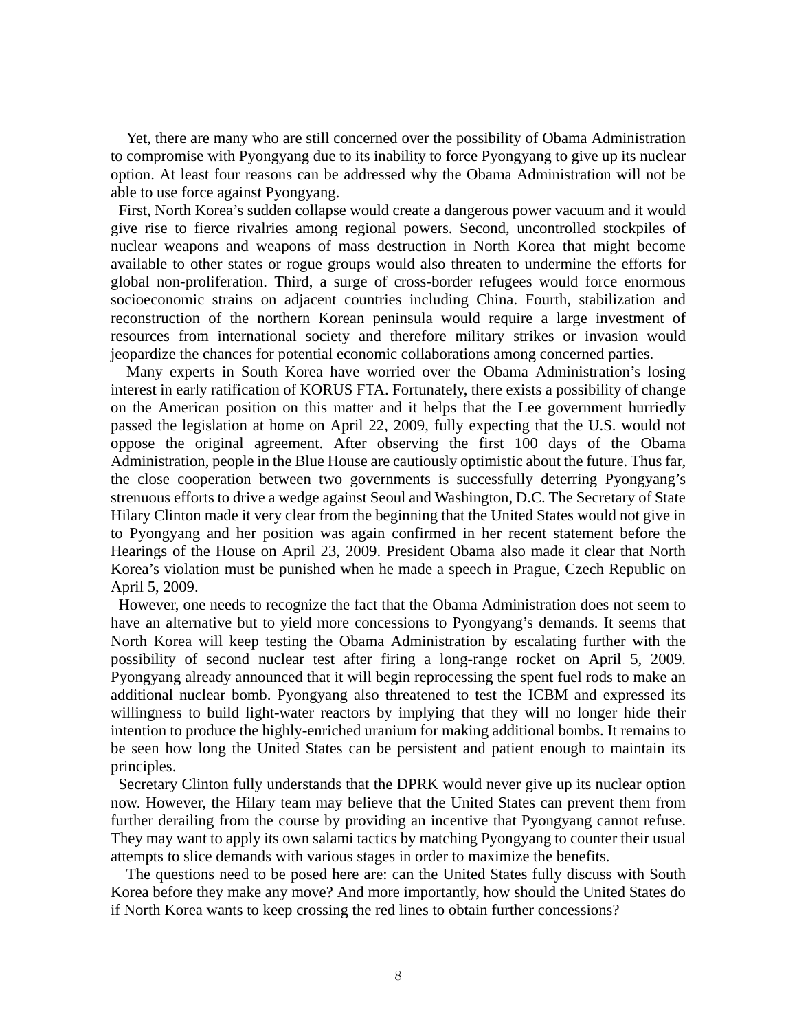Yet, there are many who are still concerned over the possibility of Obama Administration to compromise with Pyongyang due to its inability to force Pyongyang to give up its nuclear option. At least four reasons can be addressed why the Obama Administration will not be able to use force against Pyongyang.

First, North Korea's sudden collapse would create a dangerous power vacuum and it would give rise to fierce rivalries among regional powers. Second, uncontrolled stockpiles of nuclear weapons and weapons of mass destruction in North Korea that might become available to other states or rogue groups would also threaten to undermine the efforts for global non-proliferation. Third, a surge of cross-border refugees would force enormous socioeconomic strains on adjacent countries including China. Fourth, stabilization and reconstruction of the northern Korean peninsula would require a large investment of resources from international society and therefore military strikes or invasion would jeopardize the chances for potential economic collaborations among concerned parties.

Many experts in South Korea have worried over the Obama Administration's losing interest in early ratification of KORUS FTA. Fortunately, there exists a possibility of change on the American position on this matter and it helps that the Lee government hurriedly passed the legislation at home on April 22, 2009, fully expecting that the U.S. would not oppose the original agreement. After observing the first 100 days of the Obama Administration, people in the Blue House are cautiously optimistic about the future. Thus far, the close cooperation between two governments is successfully deterring Pyongyang's strenuous efforts to drive a wedge against Seoul and Washington, D.C. The Secretary of State Hilary Clinton made it very clear from the beginning that the United States would not give in to Pyongyang and her position was again confirmed in her recent statement before the Hearings of the House on April 23, 2009. President Obama also made it clear that North Korea's violation must be punished when he made a speech in Prague, Czech Republic on April 5, 2009.

However, one needs to recognize the fact that the Obama Administration does not seem to have an alternative but to yield more concessions to Pyongyang's demands. It seems that North Korea will keep testing the Obama Administration by escalating further with the possibility of second nuclear test after firing a long-range rocket on April 5, 2009. Pyongyang already announced that it will begin reprocessing the spent fuel rods to make an additional nuclear bomb. Pyongyang also threatened to test the ICBM and expressed its willingness to build light-water reactors by implying that they will no longer hide their intention to produce the highly-enriched uranium for making additional bombs. It remains to be seen how long the United States can be persistent and patient enough to maintain its principles.

Secretary Clinton fully understands that the DPRK would never give up its nuclear option now. However, the Hilary team may believe that the United States can prevent them from further derailing from the course by providing an incentive that Pyongyang cannot refuse. They may want to apply its own salami tactics by matching Pyongyang to counter their usual attempts to slice demands with various stages in order to maximize the benefits.

The questions need to be posed here are: can the United States fully discuss with South Korea before they make any move? And more importantly, how should the United States do if North Korea wants to keep crossing the red lines to obtain further concessions?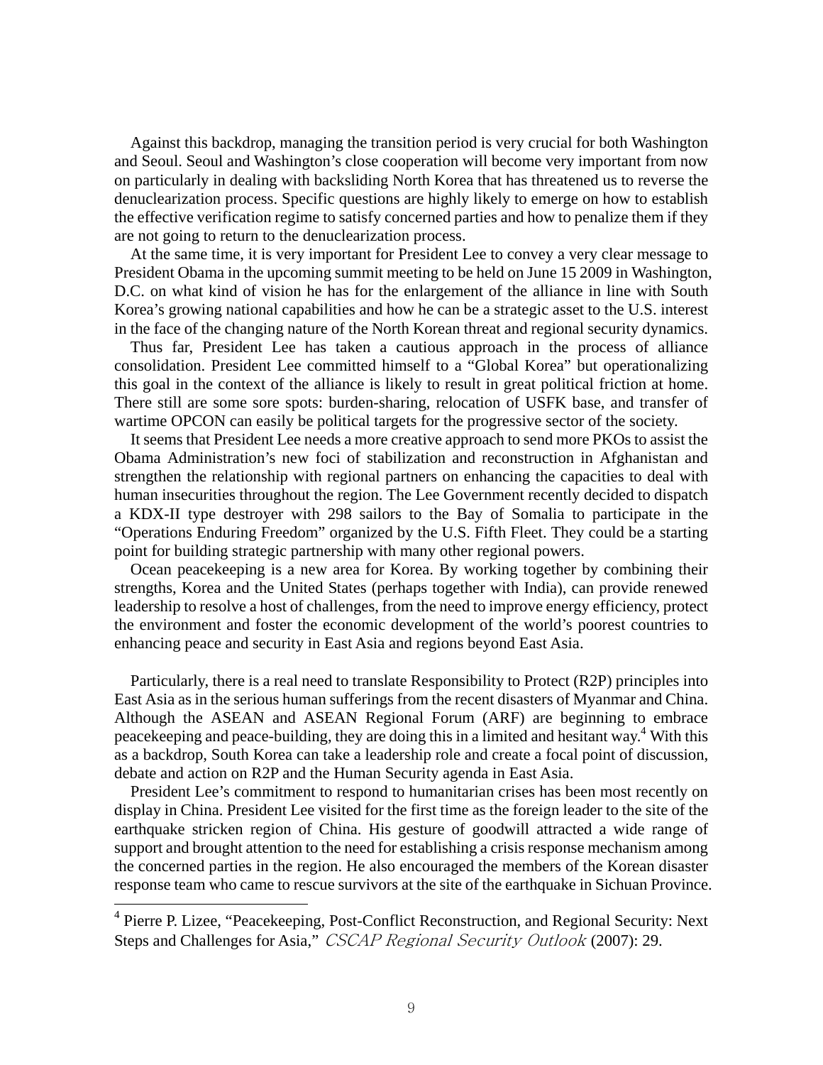Against this backdrop, managing the transition period is very crucial for both Washington and Seoul. Seoul and Washington's close cooperation will become very important from now on particularly in dealing with backsliding North Korea that has threatened us to reverse the denuclearization process. Specific questions are highly likely to emerge on how to establish the effective verification regime to satisfy concerned parties and how to penalize them if they are not going to return to the denuclearization process.

At the same time, it is very important for President Lee to convey a very clear message to President Obama in the upcoming summit meeting to be held on June 15 2009 in Washington, D.C. on what kind of vision he has for the enlargement of the alliance in line with South Korea's growing national capabilities and how he can be a strategic asset to the U.S. interest in the face of the changing nature of the North Korean threat and regional security dynamics.

Thus far, President Lee has taken a cautious approach in the process of alliance consolidation. President Lee committed himself to a "Global Korea" but operationalizing this goal in the context of the alliance is likely to result in great political friction at home. There still are some sore spots: burden-sharing, relocation of USFK base, and transfer of wartime OPCON can easily be political targets for the progressive sector of the society.

It seems that President Lee needs a more creative approach to send more PKOs to assist the Obama Administration's new foci of stabilization and reconstruction in Afghanistan and strengthen the relationship with regional partners on enhancing the capacities to deal with human insecurities throughout the region. The Lee Government recently decided to dispatch a KDX-II type destroyer with 298 sailors to the Bay of Somalia to participate in the "Operations Enduring Freedom" organized by the U.S. Fifth Fleet. They could be a starting point for building strategic partnership with many other regional powers.

Ocean peacekeeping is a new area for Korea. By working together by combining their strengths, Korea and the United States (perhaps together with India), can provide renewed leadership to resolve a host of challenges, from the need to improve energy efficiency, protect the environment and foster the economic development of the world's poorest countries to enhancing peace and security in East Asia and regions beyond East Asia.

Particularly, there is a real need to translate Responsibility to Protect (R2P) principles into East Asia as in the serious human sufferings from the recent disasters of Myanmar and China. Although the ASEAN and ASEAN Regional Forum (ARF) are beginning to embrace peacekeeping and peace-building, they are doing this in a limited and hesitant way.[4] With this as a backdrop, South Korea can take a leadership role and create a focal point of discussion, debate and action on R2P and the Human Security agenda in East Asia.

President Lee's commitment to respond to humanitarian crises has been most recently on display in China. President Lee visited for the first time as the foreign leader to the site of the earthquake stricken region of China. His gesture of goodwill attracted a wide range of support and brought attention to the need for establishing a crisis response mechanism among the concerned parties in the region. He also encouraged the members of the Korean disaster response team who came to rescue survivors at the site of the earthquake in Sichuan Province.

---

[4] Pierre P. Lizee, "Peacekeeping, Post-Conflict Reconstruction, and Regional Security: Next Steps and Challenges for Asia," *CSCAP Regional Security Outlook* (2007): 29.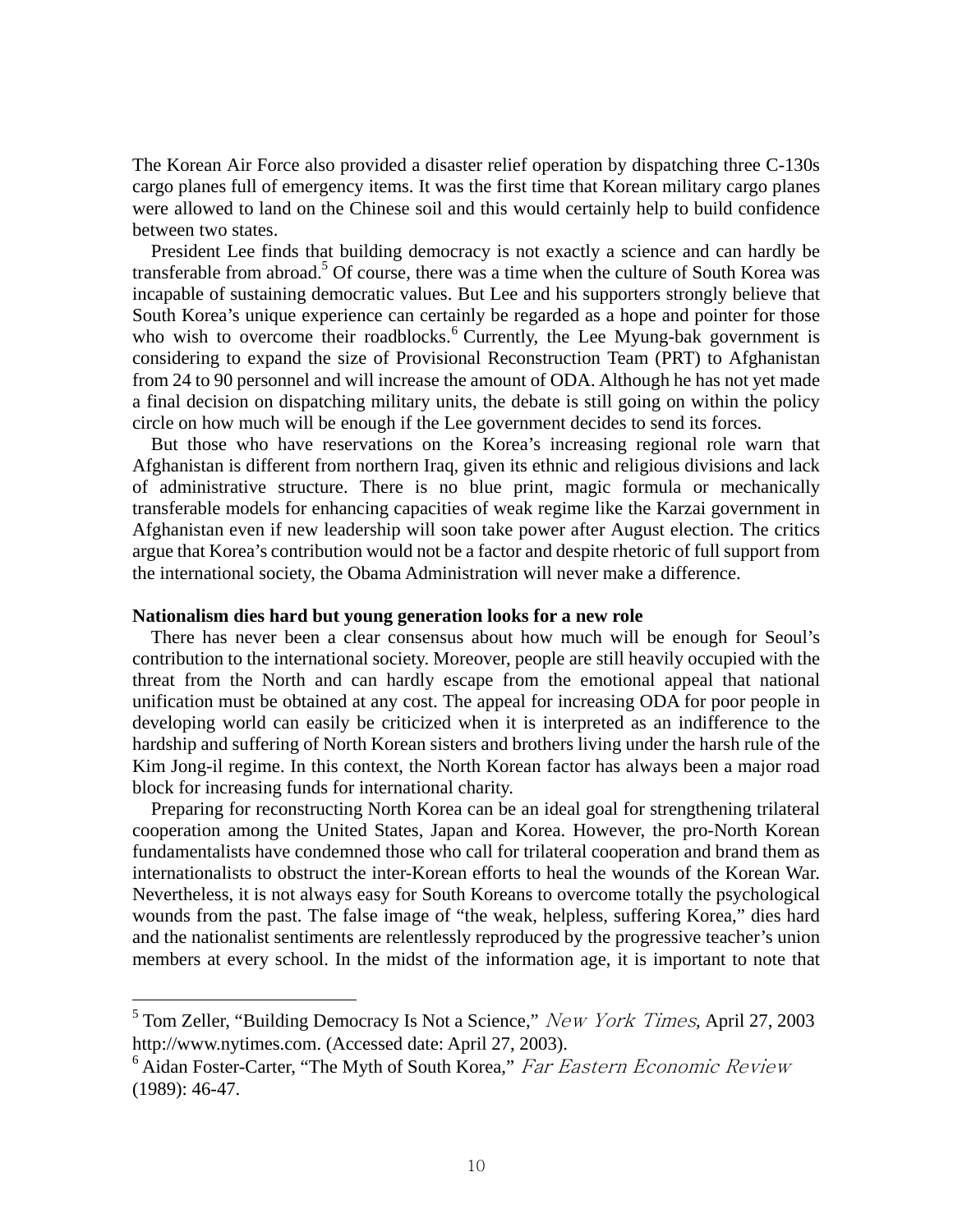The Korean Air Force also provided a disaster relief operation by dispatching three C-130s cargo planes full of emergency items. It was the first time that Korean military cargo planes were allowed to land on the Chinese soil and this would certainly help to build confidence between two states.

President Lee finds that building democracy is not exactly a science and can hardly be transferable from abroad.[5] Of course, there was a time when the culture of South Korea was incapable of sustaining democratic values. But Lee and his supporters strongly believe that South Korea's unique experience can certainly be regarded as a hope and pointer for those who wish to overcome their roadblocks.[6] Currently, the Lee Myung-bak government is considering to expand the size of Provisional Reconstruction Team (PRT) to Afghanistan from 24 to 90 personnel and will increase the amount of ODA. Although he has not yet made a final decision on dispatching military units, the debate is still going on within the policy circle on how much will be enough if the Lee government decides to send its forces.

But those who have reservations on the Korea's increasing regional role warn that Afghanistan is different from northern Iraq, given its ethnic and religious divisions and lack of administrative structure. There is no blue print, magic formula or mechanically transferable models for enhancing capacities of weak regime like the Karzai government in Afghanistan even if new leadership will soon take power after August election. The critics argue that Korea's contribution would not be a factor and despite rhetoric of full support from the international society, the Obama Administration will never make a difference.

**Nationalism dies hard but young generation looks for a new role**

There has never been a clear consensus about how much will be enough for Seoul's contribution to the international society. Moreover, people are still heavily occupied with the threat from the North and can hardly escape from the emotional appeal that national unification must be obtained at any cost. The appeal for increasing ODA for poor people in developing world can easily be criticized when it is interpreted as an indifference to the hardship and suffering of North Korean sisters and brothers living under the harsh rule of the Kim Jong-il regime. In this context, the North Korean factor has always been a major road block for increasing funds for international charity.

Preparing for reconstructing North Korea can be an ideal goal for strengthening trilateral cooperation among the United States, Japan and Korea. However, the pro-North Korean fundamentalists have condemned those who call for trilateral cooperation and brand them as internationalists to obstruct the inter-Korean efforts to heal the wounds of the Korean War. Nevertheless, it is not always easy for South Koreans to overcome totally the psychological wounds from the past. The false image of "the weak, helpless, suffering Korea," dies hard and the nationalist sentiments are relentlessly reproduced by the progressive teacher's union members at every school. In the midst of the information age, it is important to note that

---

[5] Tom Zeller, "Building Democracy Is Not a Science," *New York Times*, April 27, 2003 http://www.nytimes.com. (Accessed date: April 27, 2003).

[6] Aidan Foster-Carter, "The Myth of South Korea," *Far Eastern Economic Review* (1989): 46-47.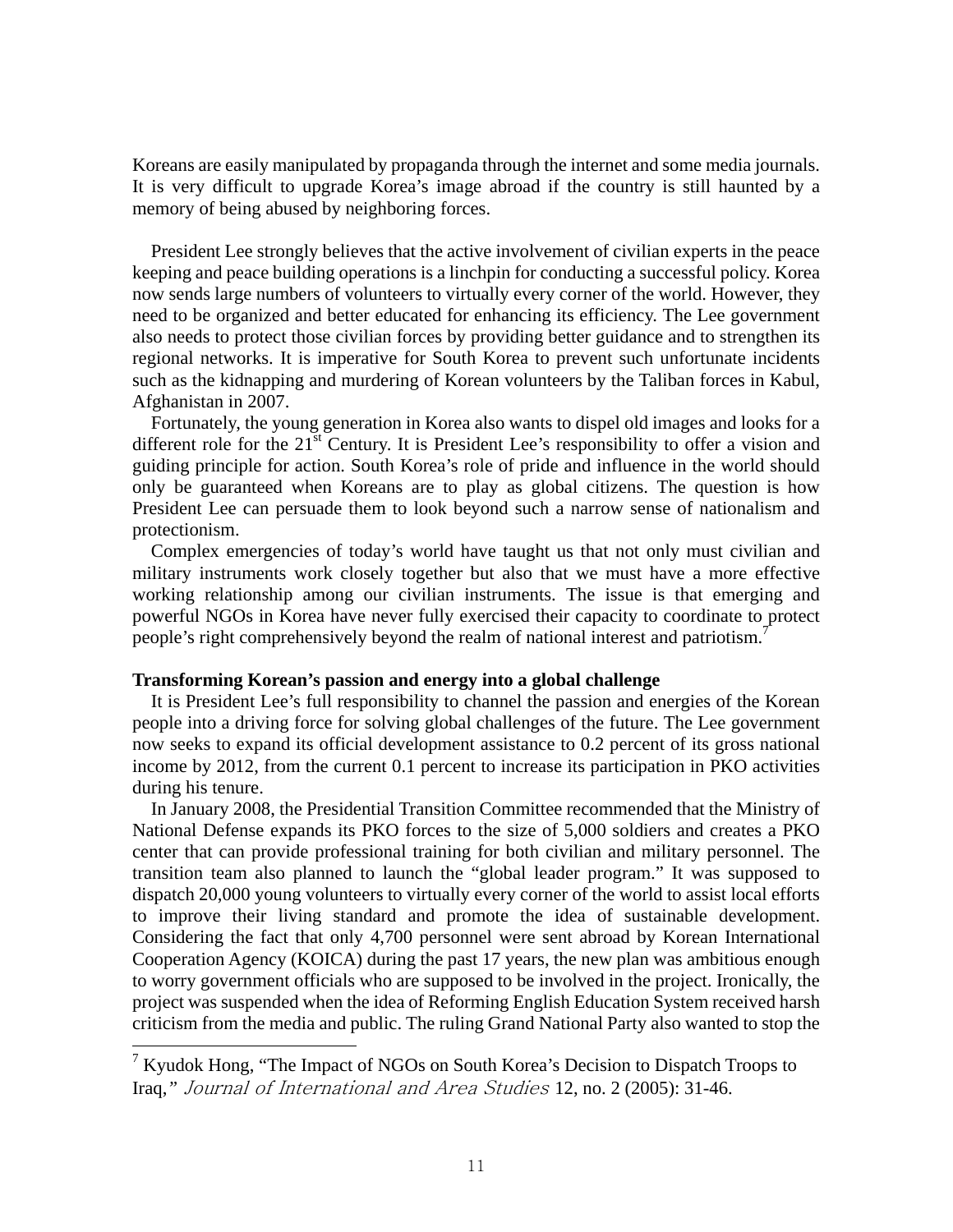Koreans are easily manipulated by propaganda through the internet and some media journals. It is very difficult to upgrade Korea's image abroad if the country is still haunted by a memory of being abused by neighboring forces.

President Lee strongly believes that the active involvement of civilian experts in the peace keeping and peace building operations is a linchpin for conducting a successful policy. Korea now sends large numbers of volunteers to virtually every corner of the world. However, they need to be organized and better educated for enhancing its efficiency. The Lee government also needs to protect those civilian forces by providing better guidance and to strengthen its regional networks. It is imperative for South Korea to prevent such unfortunate incidents such as the kidnapping and murdering of Korean volunteers by the Taliban forces in Kabul, Afghanistan in 2007.

Fortunately, the young generation in Korea also wants to dispel old images and looks for a different role for the 21st Century. It is President Lee's responsibility to offer a vision and guiding principle for action. South Korea's role of pride and influence in the world should only be guaranteed when Koreans are to play as global citizens. The question is how President Lee can persuade them to look beyond such a narrow sense of nationalism and protectionism.

Complex emergencies of today's world have taught us that not only must civilian and military instruments work closely together but also that we must have a more effective working relationship among our civilian instruments. The issue is that emerging and powerful NGOs in Korea have never fully exercised their capacity to coordinate to protect people's right comprehensively beyond the realm of national interest and patriotism.[7]

**Transforming Korean's passion and energy into a global challenge**

It is President Lee's full responsibility to channel the passion and energies of the Korean people into a driving force for solving global challenges of the future. The Lee government now seeks to expand its official development assistance to 0.2 percent of its gross national income by 2012, from the current 0.1 percent to increase its participation in PKO activities during his tenure.

In January 2008, the Presidential Transition Committee recommended that the Ministry of National Defense expands its PKO forces to the size of 5,000 soldiers and creates a PKO center that can provide professional training for both civilian and military personnel. The transition team also planned to launch the "global leader program." It was supposed to dispatch 20,000 young volunteers to virtually every corner of the world to assist local efforts to improve their living standard and promote the idea of sustainable development. Considering the fact that only 4,700 personnel were sent abroad by Korean International Cooperation Agency (KOICA) during the past 17 years, the new plan was ambitious enough to worry government officials who are supposed to be involved in the project. Ironically, the project was suspended when the idea of Reforming English Education System received harsh criticism from the media and public. The ruling Grand National Party also wanted to stop the

[7] Kyudok Hong, "The Impact of NGOs on South Korea's Decision to Dispatch Troops to Iraq," *Journal of International and Area Studies* 12, no. 2 (2005): 31-46.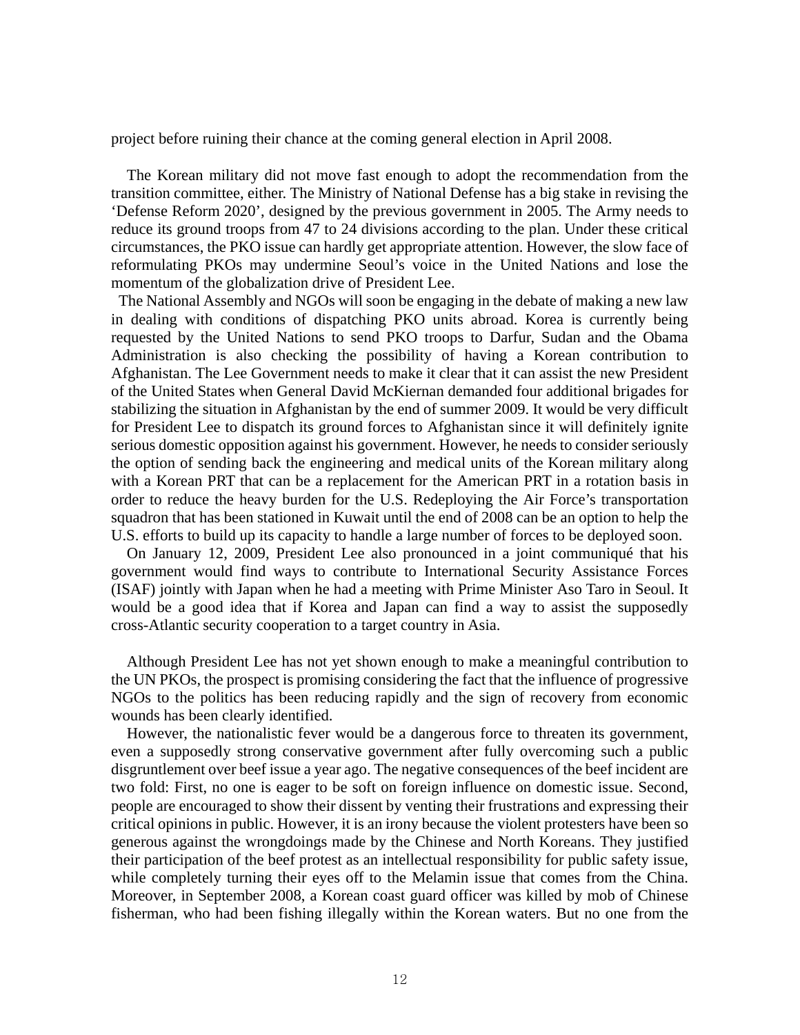project before ruining their chance at the coming general election in April 2008.

The Korean military did not move fast enough to adopt the recommendation from the transition committee, either. The Ministry of National Defense has a big stake in revising the 'Defense Reform 2020', designed by the previous government in 2005. The Army needs to reduce its ground troops from 47 to 24 divisions according to the plan. Under these critical circumstances, the PKO issue can hardly get appropriate attention. However, the slow face of reformulating PKOs may undermine Seoul's voice in the United Nations and lose the momentum of the globalization drive of President Lee.

The National Assembly and NGOs will soon be engaging in the debate of making a new law in dealing with conditions of dispatching PKO units abroad. Korea is currently being requested by the United Nations to send PKO troops to Darfur, Sudan and the Obama Administration is also checking the possibility of having a Korean contribution to Afghanistan. The Lee Government needs to make it clear that it can assist the new President of the United States when General David McKiernan demanded four additional brigades for stabilizing the situation in Afghanistan by the end of summer 2009. It would be very difficult for President Lee to dispatch its ground forces to Afghanistan since it will definitely ignite serious domestic opposition against his government. However, he needs to consider seriously the option of sending back the engineering and medical units of the Korean military along with a Korean PRT that can be a replacement for the American PRT in a rotation basis in order to reduce the heavy burden for the U.S. Redeploying the Air Force's transportation squadron that has been stationed in Kuwait until the end of 2008 can be an option to help the U.S. efforts to build up its capacity to handle a large number of forces to be deployed soon.

On January 12, 2009, President Lee also pronounced in a joint communiqué that his government would find ways to contribute to International Security Assistance Forces (ISAF) jointly with Japan when he had a meeting with Prime Minister Aso Taro in Seoul. It would be a good idea that if Korea and Japan can find a way to assist the supposedly cross-Atlantic security cooperation to a target country in Asia.

Although President Lee has not yet shown enough to make a meaningful contribution to the UN PKOs, the prospect is promising considering the fact that the influence of progressive NGOs to the politics has been reducing rapidly and the sign of recovery from economic wounds has been clearly identified.

However, the nationalistic fever would be a dangerous force to threaten its government, even a supposedly strong conservative government after fully overcoming such a public disgruntlement over beef issue a year ago. The negative consequences of the beef incident are two fold: First, no one is eager to be soft on foreign influence on domestic issue. Second, people are encouraged to show their dissent by venting their frustrations and expressing their critical opinions in public. However, it is an irony because the violent protesters have been so generous against the wrongdoings made by the Chinese and North Koreans. They justified their participation of the beef protest as an intellectual responsibility for public safety issue, while completely turning their eyes off to the Melamin issue that comes from the China. Moreover, in September 2008, a Korean coast guard officer was killed by mob of Chinese fisherman, who had been fishing illegally within the Korean waters. But no one from the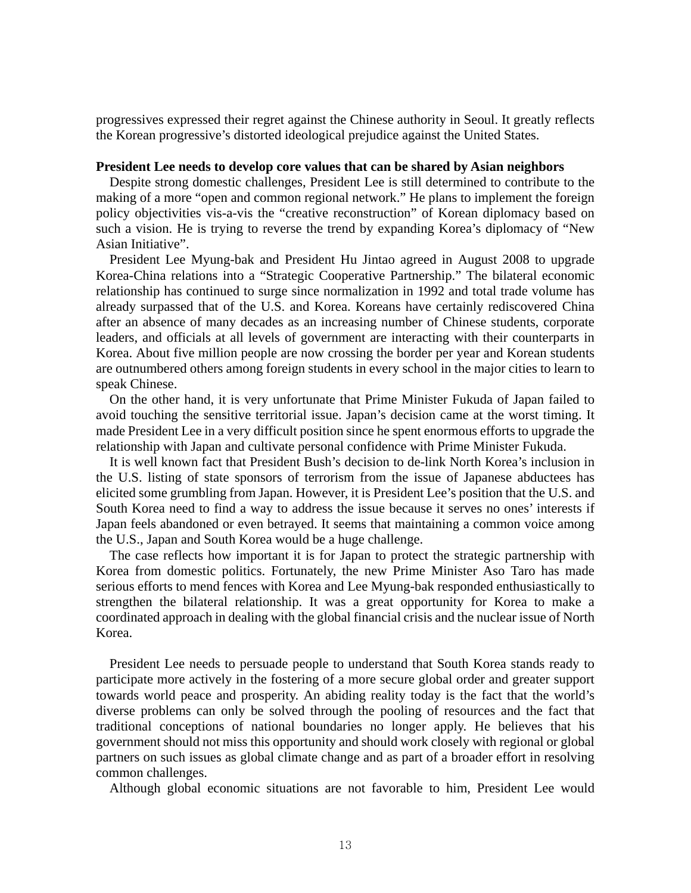progressives expressed their regret against the Chinese authority in Seoul. It greatly reflects the Korean progressive's distorted ideological prejudice against the United States.

**President Lee needs to develop core values that can be shared by Asian neighbors**

Despite strong domestic challenges, President Lee is still determined to contribute to the making of a more "open and common regional network." He plans to implement the foreign policy objectivities vis-a-vis the "creative reconstruction" of Korean diplomacy based on such a vision. He is trying to reverse the trend by expanding Korea's diplomacy of "New Asian Initiative".

President Lee Myung-bak and President Hu Jintao agreed in August 2008 to upgrade Korea-China relations into a "Strategic Cooperative Partnership." The bilateral economic relationship has continued to surge since normalization in 1992 and total trade volume has already surpassed that of the U.S. and Korea. Koreans have certainly rediscovered China after an absence of many decades as an increasing number of Chinese students, corporate leaders, and officials at all levels of government are interacting with their counterparts in Korea. About five million people are now crossing the border per year and Korean students are outnumbered others among foreign students in every school in the major cities to learn to speak Chinese.

On the other hand, it is very unfortunate that Prime Minister Fukuda of Japan failed to avoid touching the sensitive territorial issue. Japan's decision came at the worst timing. It made President Lee in a very difficult position since he spent enormous efforts to upgrade the relationship with Japan and cultivate personal confidence with Prime Minister Fukuda.

It is well known fact that President Bush's decision to de-link North Korea's inclusion in the U.S. listing of state sponsors of terrorism from the issue of Japanese abductees has elicited some grumbling from Japan. However, it is President Lee's position that the U.S. and South Korea need to find a way to address the issue because it serves no ones' interests if Japan feels abandoned or even betrayed. It seems that maintaining a common voice among the U.S., Japan and South Korea would be a huge challenge.

The case reflects how important it is for Japan to protect the strategic partnership with Korea from domestic politics. Fortunately, the new Prime Minister Aso Taro has made serious efforts to mend fences with Korea and Lee Myung-bak responded enthusiastically to strengthen the bilateral relationship. It was a great opportunity for Korea to make a coordinated approach in dealing with the global financial crisis and the nuclear issue of North Korea.

President Lee needs to persuade people to understand that South Korea stands ready to participate more actively in the fostering of a more secure global order and greater support towards world peace and prosperity. An abiding reality today is the fact that the world's diverse problems can only be solved through the pooling of resources and the fact that traditional conceptions of national boundaries no longer apply. He believes that his government should not miss this opportunity and should work closely with regional or global partners on such issues as global climate change and as part of a broader effort in resolving common challenges.

Although global economic situations are not favorable to him, President Lee would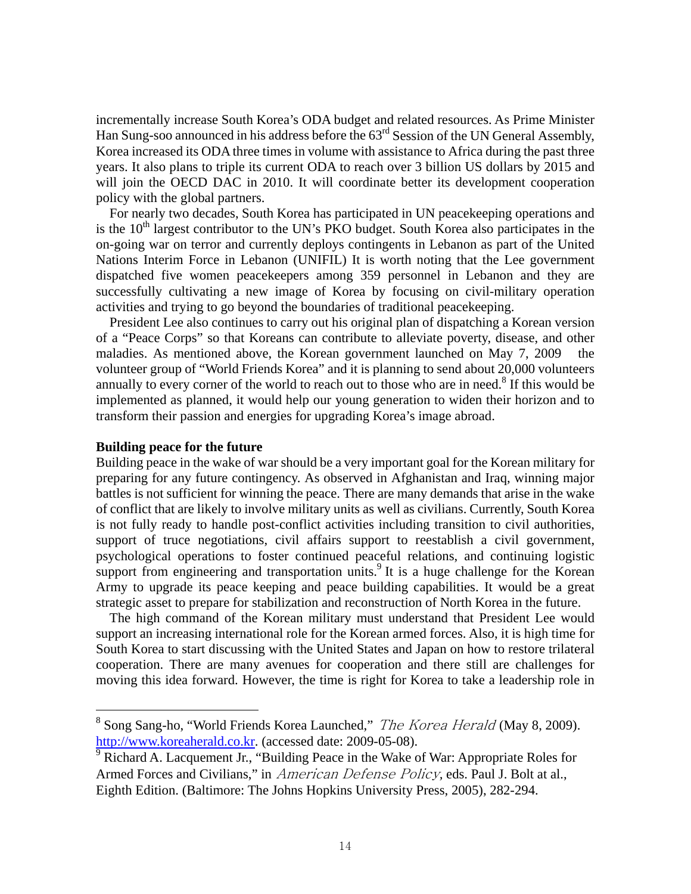incrementally increase South Korea's ODA budget and related resources. As Prime Minister Han Sung-soo announced in his address before the 63rd Session of the UN General Assembly, Korea increased its ODA three times in volume with assistance to Africa during the past three years. It also plans to triple its current ODA to reach over 3 billion US dollars by 2015 and will join the OECD DAC in 2010. It will coordinate better its development cooperation policy with the global partners.

For nearly two decades, South Korea has participated in UN peacekeeping operations and is the 10th largest contributor to the UN's PKO budget. South Korea also participates in the on-going war on terror and currently deploys contingents in Lebanon as part of the United Nations Interim Force in Lebanon (UNIFIL) It is worth noting that the Lee government dispatched five women peacekeepers among 359 personnel in Lebanon and they are successfully cultivating a new image of Korea by focusing on civil-military operation activities and trying to go beyond the boundaries of traditional peacekeeping.

President Lee also continues to carry out his original plan of dispatching a Korean version of a "Peace Corps" so that Koreans can contribute to alleviate poverty, disease, and other maladies. As mentioned above, the Korean government launched on May 7, 2009 the volunteer group of "World Friends Korea" and it is planning to send about 20,000 volunteers annually to every corner of the world to reach out to those who are in need.[8] If this would be implemented as planned, it would help our young generation to widen their horizon and to transform their passion and energies for upgrading Korea's image abroad.

**Building peace for the future**

Building peace in the wake of war should be a very important goal for the Korean military for preparing for any future contingency. As observed in Afghanistan and Iraq, winning major battles is not sufficient for winning the peace. There are many demands that arise in the wake of conflict that are likely to involve military units as well as civilians. Currently, South Korea is not fully ready to handle post-conflict activities including transition to civil authorities, support of truce negotiations, civil affairs support to reestablish a civil government, psychological operations to foster continued peaceful relations, and continuing logistic support from engineering and transportation units.[9] It is a huge challenge for the Korean Army to upgrade its peace keeping and peace building capabilities. It would be a great strategic asset to prepare for stabilization and reconstruction of North Korea in the future.

The high command of the Korean military must understand that President Lee would support an increasing international role for the Korean armed forces. Also, it is high time for South Korea to start discussing with the United States and Japan on how to restore trilateral cooperation. There are many avenues for cooperation and there still are challenges for moving this idea forward. However, the time is right for Korea to take a leadership role in

---

[8] Song Sang-ho, "World Friends Korea Launched," *The Korea Herald* (May 8, 2009). http://www.koreaherald.co.kr. (accessed date: 2009-05-08).

[9] Richard A. Lacquement Jr., "Building Peace in the Wake of War: Appropriate Roles for Armed Forces and Civilians," in *American Defense Policy*, eds. Paul J. Bolt at al., Eighth Edition. (Baltimore: The Johns Hopkins University Press, 2005), 282-294.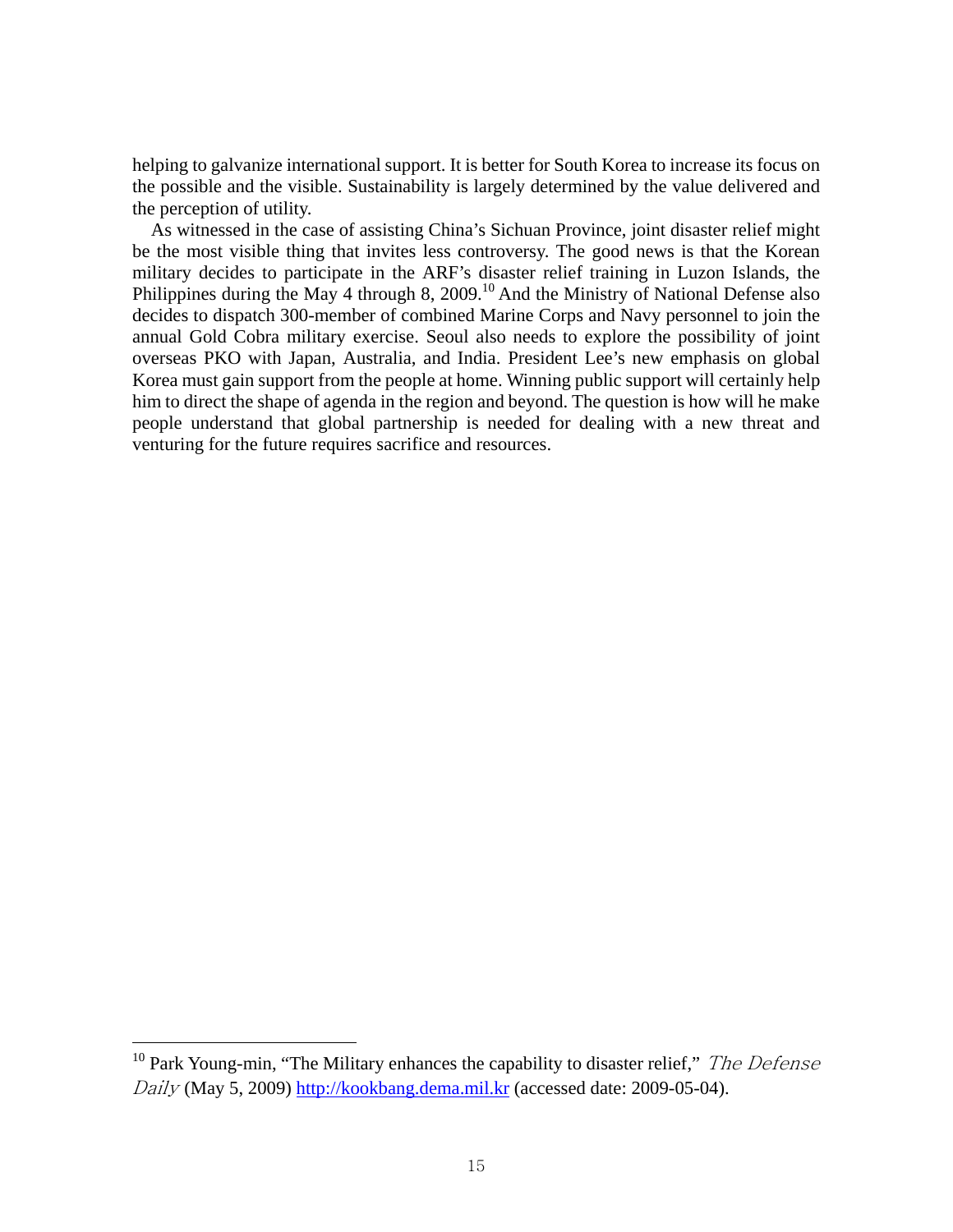helping to galvanize international support. It is better for South Korea to increase its focus on the possible and the visible. Sustainability is largely determined by the value delivered and the perception of utility.

As witnessed in the case of assisting China's Sichuan Province, joint disaster relief might be the most visible thing that invites less controversy. The good news is that the Korean military decides to participate in the ARF's disaster relief training in Luzon Islands, the Philippines during the May 4 through 8, 2009.[10] And the Ministry of National Defense also decides to dispatch 300-member of combined Marine Corps and Navy personnel to join the annual Gold Cobra military exercise. Seoul also needs to explore the possibility of joint overseas PKO with Japan, Australia, and India. President Lee's new emphasis on global Korea must gain support from the people at home. Winning public support will certainly help him to direct the shape of agenda in the region and beyond. The question is how will he make people understand that global partnership is needed for dealing with a new threat and venturing for the future requires sacrifice and resources.

---

[10] Park Young-min, "The Military enhances the capability to disaster relief," *The Defense Daily* (May 5, 2009) http://kookbang.dema.mil.kr (accessed date: 2009-05-04).